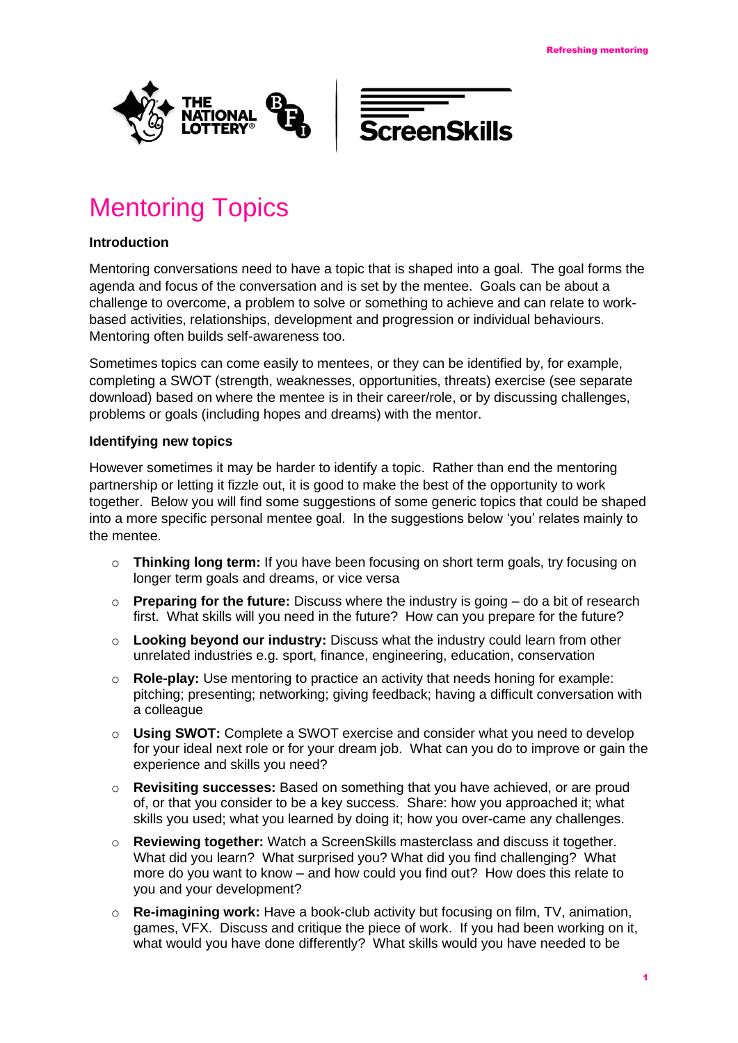# Mentoring Topics

**Introduction**

Mentoring conversations need to have a topic that is shaped into a goal. The goal forms the agenda and focus of the conversation and is set by the mentee. Goals can be about a challenge to overcome, a problem to solve or something to achieve and can relate to work-based activities, relationships, development and progression or individual behaviours. Mentoring often builds self-awareness too.

Sometimes topics can come easily to mentees, or they can be identified by, for example, completing a SWOT (strength, weaknesses, opportunities, threats) exercise (see separate download) based on where the mentee is in their career/role, or by discussing challenges, problems or goals (including hopes and dreams) with the mentor.

**Identifying new topics**

However sometimes it may be harder to identify a topic. Rather than end the mentoring partnership or letting it fizzle out, it is good to make the best of the opportunity to work together. Below you will find some suggestions of some generic topics that could be shaped into a more specific personal mentee goal. In the suggestions below 'you' relates mainly to the mentee.

- **Thinking long term:** If you have been focusing on short term goals, try focusing on longer term goals and dreams, or vice versa
- **Preparing for the future:** Discuss where the industry is going – do a bit of research first. What skills will you need in the future? How can you prepare for the future?
- **Looking beyond our industry:** Discuss what the industry could learn from other unrelated industries e.g. sport, finance, engineering, education, conservation
- **Role-play:** Use mentoring to practice an activity that needs honing for example: pitching; presenting; networking; giving feedback; having a difficult conversation with a colleague
- **Using SWOT:** Complete a SWOT exercise and consider what you need to develop for your ideal next role or for your dream job. What can you do to improve or gain the experience and skills you need?
- **Revisiting successes:** Based on something that you have achieved, or are proud of, or that you consider to be a key success. Share: how you approached it; what skills you used; what you learned by doing it; how you over-came any challenges.
- **Reviewing together:** Watch a ScreenSkills masterclass and discuss it together. What did you learn? What surprised you? What did you find challenging? What more do you want to know – and how could you find out? How does this relate to you and your development?
- **Re-imagining work:** Have a book-club activity but focusing on film, TV, animation, games, VFX. Discuss and critique the piece of work. If you had been working on it, what would you have done differently? What skills would you have needed to be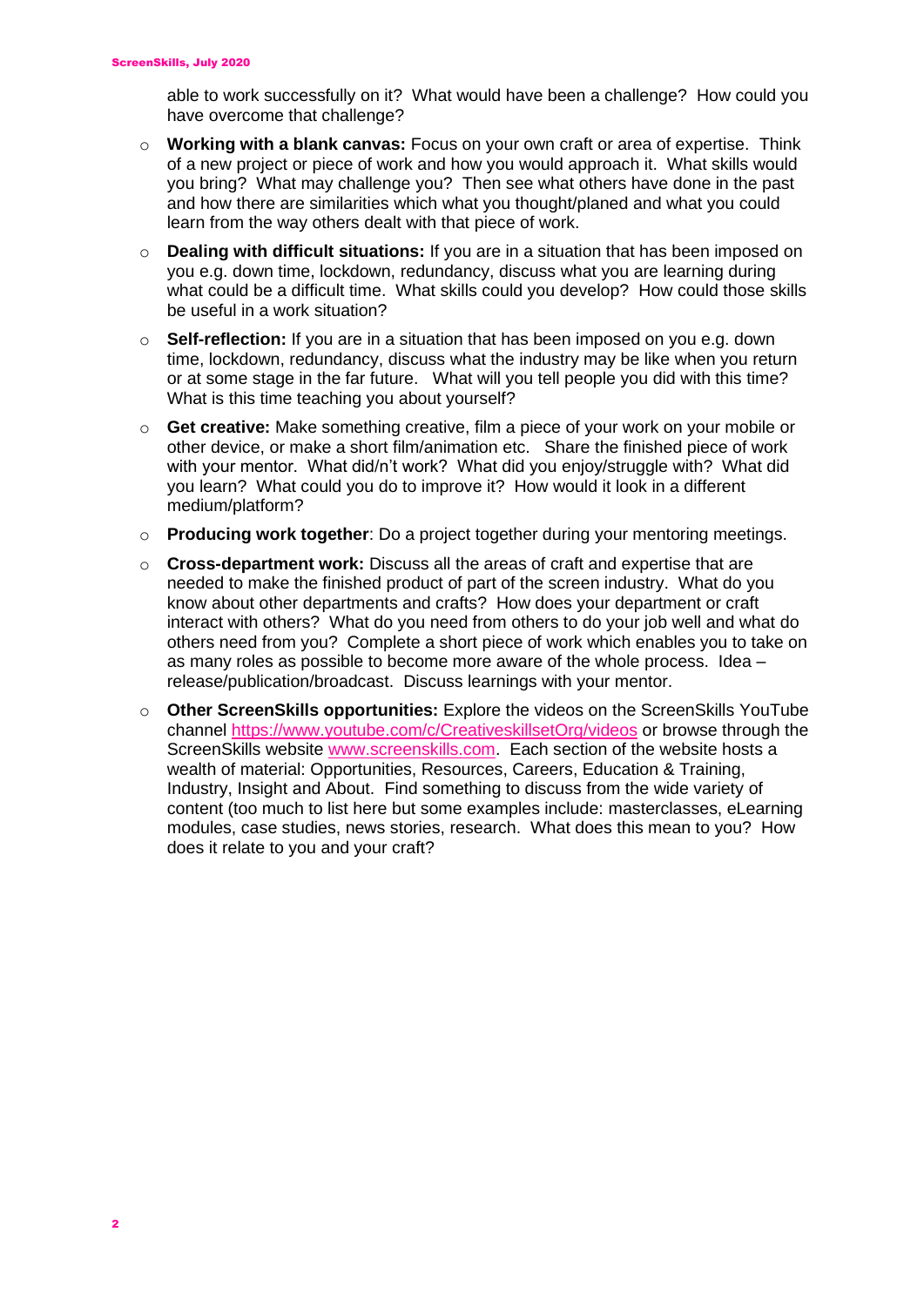able to work successfully on it? What would have been a challenge? How could you have overcome that challenge?

- **Working with a blank canvas:** Focus on your own craft or area of expertise. Think of a new project or piece of work and how you would approach it. What skills would you bring? What may challenge you? Then see what others have done in the past and how there are similarities which what you thought/planed and what you could learn from the way others dealt with that piece of work.
- **Dealing with difficult situations:** If you are in a situation that has been imposed on you e.g. down time, lockdown, redundancy, discuss what you are learning during what could be a difficult time. What skills could you develop? How could those skills be useful in a work situation?
- **Self-reflection:** If you are in a situation that has been imposed on you e.g. down time, lockdown, redundancy, discuss what the industry may be like when you return or at some stage in the far future. What will you tell people you did with this time? What is this time teaching you about yourself?
- **Get creative:** Make something creative, film a piece of your work on your mobile or other device, or make a short film/animation etc. Share the finished piece of work with your mentor. What did/n't work? What did you enjoy/struggle with? What did you learn? What could you do to improve it? How would it look in a different medium/platform?
- **Producing work together**: Do a project together during your mentoring meetings.
- **Cross-department work:** Discuss all the areas of craft and expertise that are needed to make the finished product of part of the screen industry. What do you know about other departments and crafts? How does your department or craft interact with others? What do you need from others to do your job well and what do others need from you? Complete a short piece of work which enables you to take on as many roles as possible to become more aware of the whole process. Idea – release/publication/broadcast. Discuss learnings with your mentor.
- **Other ScreenSkills opportunities:** Explore the videos on the ScreenSkills YouTube channel https://www.youtube.com/c/CreativeskillsetOrg/videos or browse through the ScreenSkills website www.screenskills.com. Each section of the website hosts a wealth of material: Opportunities, Resources, Careers, Education & Training, Industry, Insight and About. Find something to discuss from the wide variety of content (too much to list here but some examples include: masterclasses, eLearning modules, case studies, news stories, research. What does this mean to you? How does it relate to you and your craft?